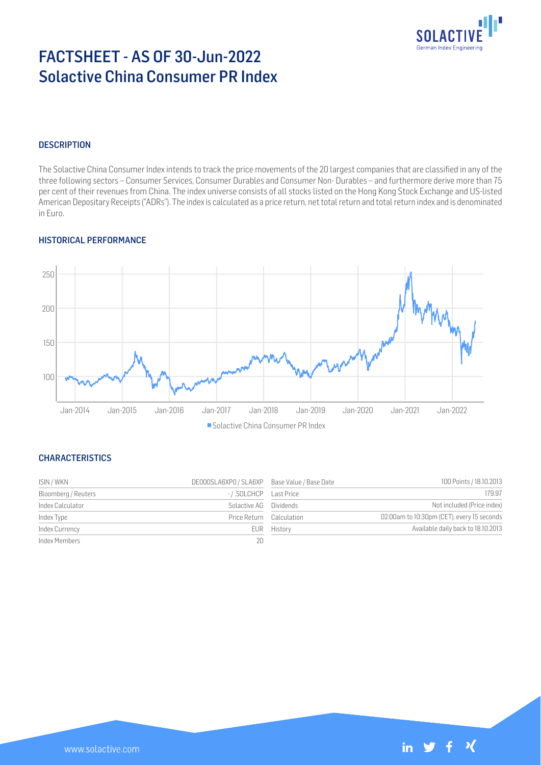# FACTSHEET - AS OF 30-Jun-2022
# Solactive China Consumer PR Index

## DESCRIPTION

The Solactive China Consumer Index intends to track the price movements of the 20 largest companies that are classified in any of the three following sectors – Consumer Services, Consumer Durables and Consumer Non- Durables – and furthermore derive more than 75 per cent of their revenues from China. The index universe consists of all stocks listed on the Hong Kong Stock Exchange and US-listed American Depositary Receipts ("ADRs"). The index is calculated as a price return, net total return and total return index and is denominated in Euro.

## HISTORICAL PERFORMANCE

Solactive China Consumer PR Index

## CHARACTERISTICS

| | | | |
|---|---|---|---|
| ISIN / WKN | DE000SLA6XP0 / SLA6XP | Base Value / Base Date | 100 Points / 18.10.2013 |
| Bloomberg / Reuters | - / .SOLCHCP | Last Price | 179.97 |
| Index Calculator | Solactive AG | Dividends | Not included (Price index) |
| Index Type | Price Return | Calculation | 02:00am to 10:30pm (CET), every 15 seconds |
| Index Currency | EUR | History | Available daily back to 18.10.2013 |
| Index Members | 20 | | |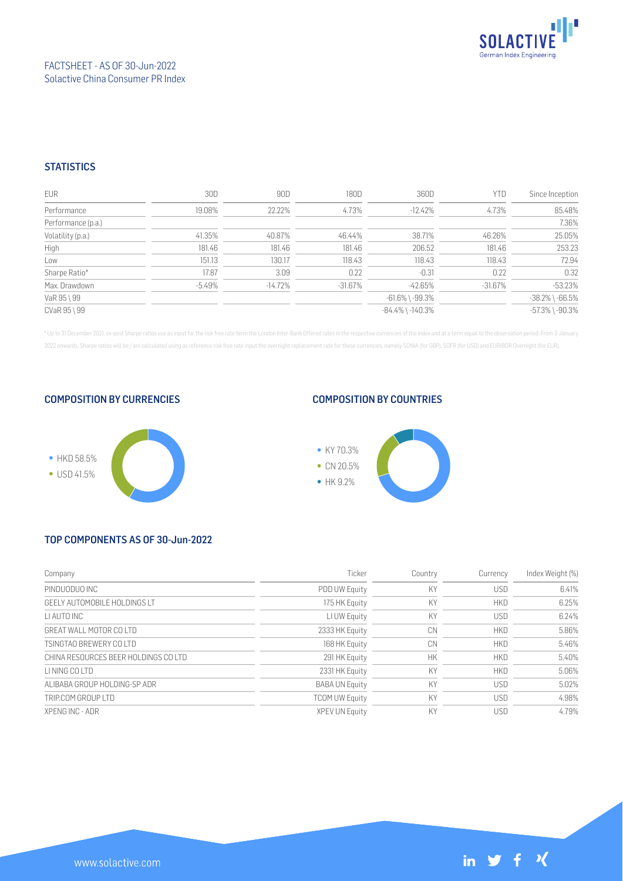FACTSHEET - AS OF 30-Jun-2022
Solactive China Consumer PR Index

## STATISTICS

| EUR | 30D | 90D | 180D | 360D | YTD | Since Inception |
|---|---|---|---|---|---|---|
| Performance | 19.08% | 22.22% | 4.73% | -12.42% | 4.73% | 85.48% |
| Performance (p.a.) | | | | | | 7.36% |
| Volatility (p.a.) | 41.35% | 40.87% | 46.44% | 38.71% | 46.26% | 25.05% |
| High | 181.46 | 181.46 | 181.46 | 206.52 | 181.46 | 253.23 |
| Low | 151.13 | 130.17 | 118.43 | 118.43 | 118.43 | 72.94 |
| Sharpe Ratio* | 17.87 | 3.09 | 0.22 | -0.31 | 0.22 | 0.32 |
| Max. Drawdown | -5.49% | -14.72% | -31.67% | -42.65% | -31.67% | -53.23% |
| VaR 95 \ 99 | | | | -61.6% \ -99.3% | | -38.2% \ -66.5% |
| CVaR 95 \ 99 | | | | -84.4% \ -140.3% | | -57.3% \ -90.3% |

* Up to 31 December 2021, ex-post Sharpe ratios use as input for the risk free rate term the London Inter-Bank Offered rates in the respective currencies of the index and at a term equal to the observation period. From 3 January 2022 onwards, Sharpe ratios will be / are calculated using as reference risk free rate input the overnight replacement rate for these currencies, namely SONIA (for GBP), SOFR (for USD) and EURIBOR Overnight (for EUR).

## COMPOSITION BY CURRENCIES

- HKD 58.5%
- USD 41.5%

## COMPOSITION BY COUNTRIES

- KY 70.3%
- CN 20.5%
- HK 9.2%

## TOP COMPONENTS AS OF 30-Jun-2022

| Company | Ticker | Country | Currency | Index Weight (%) |
|---|---|---|---|---|
| PINDUODUO INC | PDD UW Equity | KY | USD | 6.41% |
| GEELY AUTOMOBILE HOLDINGS LT | 175 HK Equity | KY | HKD | 6.25% |
| LI AUTO INC | LI UW Equity | KY | USD | 6.24% |
| GREAT WALL MOTOR CO LTD | 2333 HK Equity | CN | HKD | 5.86% |
| TSINGTAO BREWERY CO LTD | 168 HK Equity | CN | HKD | 5.46% |
| CHINA RESOURCES BEER HOLDINGS CO LTD | 291 HK Equity | HK | HKD | 5.40% |
| LI NING CO LTD | 2331 HK Equity | KY | HKD | 5.06% |
| ALIBABA GROUP HOLDING-SP ADR | BABA UN Equity | KY | USD | 5.02% |
| TRIP.COM GROUP LTD | TCOM UW Equity | KY | USD | 4.98% |
| XPENG INC - ADR | XPEV UN Equity | KY | USD | 4.79% |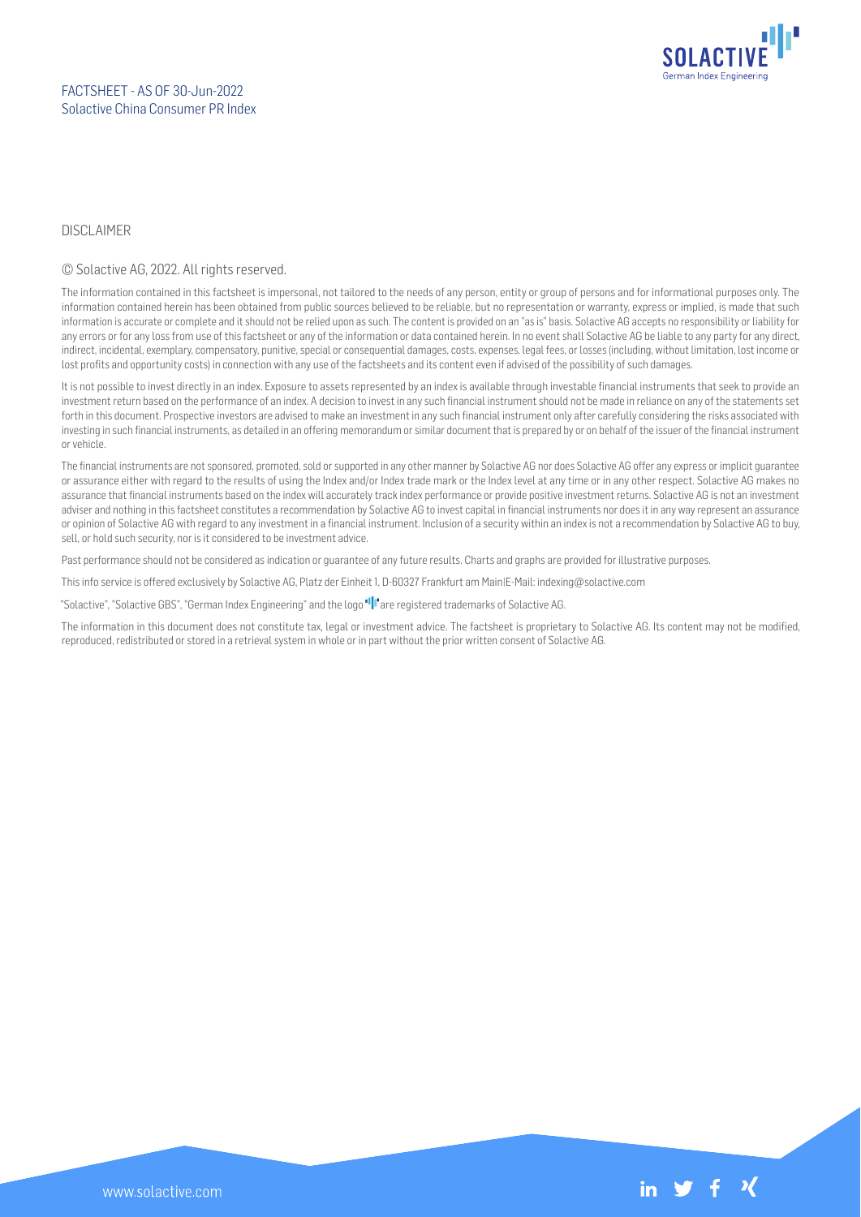DISCLAIMER

© Solactive AG, 2022. All rights reserved.

The information contained in this factsheet is impersonal, not tailored to the needs of any person, entity or group of persons and for informational purposes only. The information contained herein has been obtained from public sources believed to be reliable, but no representation or warranty, express or implied, is made that such information is accurate or complete and it should not be relied upon as such. The content is provided on an "as is" basis. Solactive AG accepts no responsibility or liability for any errors or for any loss from use of this factsheet or any of the information or data contained herein. In no event shall Solactive AG be liable to any party for any direct, indirect, incidental, exemplary, compensatory, punitive, special or consequential damages, costs, expenses, legal fees, or losses (including, without limitation, lost income or lost profits and opportunity costs) in connection with any use of the factsheets and its content even if advised of the possibility of such damages.

It is not possible to invest directly in an index. Exposure to assets represented by an index is available through investable financial instruments that seek to provide an investment return based on the performance of an index. A decision to invest in any such financial instrument should not be made in reliance on any of the statements set forth in this document. Prospective investors are advised to make an investment in any such financial instrument only after carefully considering the risks associated with investing in such financial instruments, as detailed in an offering memorandum or similar document that is prepared by or on behalf of the issuer of the financial instrument or vehicle.

The financial instruments are not sponsored, promoted, sold or supported in any other manner by Solactive AG nor does Solactive AG offer any express or implicit guarantee or assurance either with regard to the results of using the Index and/or Index trade mark or the Index level at any time or in any other respect. Solactive AG makes no assurance that financial instruments based on the index will accurately track index performance or provide positive investment returns. Solactive AG is not an investment adviser and nothing in this factsheet constitutes a recommendation by Solactive AG to invest capital in financial instruments nor does it in any way represent an assurance or opinion of Solactive AG with regard to any investment in a financial instrument. Inclusion of a security within an index is not a recommendation by Solactive AG to buy, sell, or hold such security, nor is it considered to be investment advice.

Past performance should not be considered as indication or guarantee of any future results. Charts and graphs are provided for illustrative purposes.

This info service is offered exclusively by Solactive AG, Platz der Einheit 1, D-60327 Frankfurt am Main|E-Mail: indexing@solactive.com

"Solactive", "Solactive GBS", "German Index Engineering" and the logo are registered trademarks of Solactive AG.

The information in this document does not constitute tax, legal or investment advice. The factsheet is proprietary to Solactive AG. Its content may not be modified, reproduced, redistributed or stored in a retrieval system in whole or in part without the prior written consent of Solactive AG.